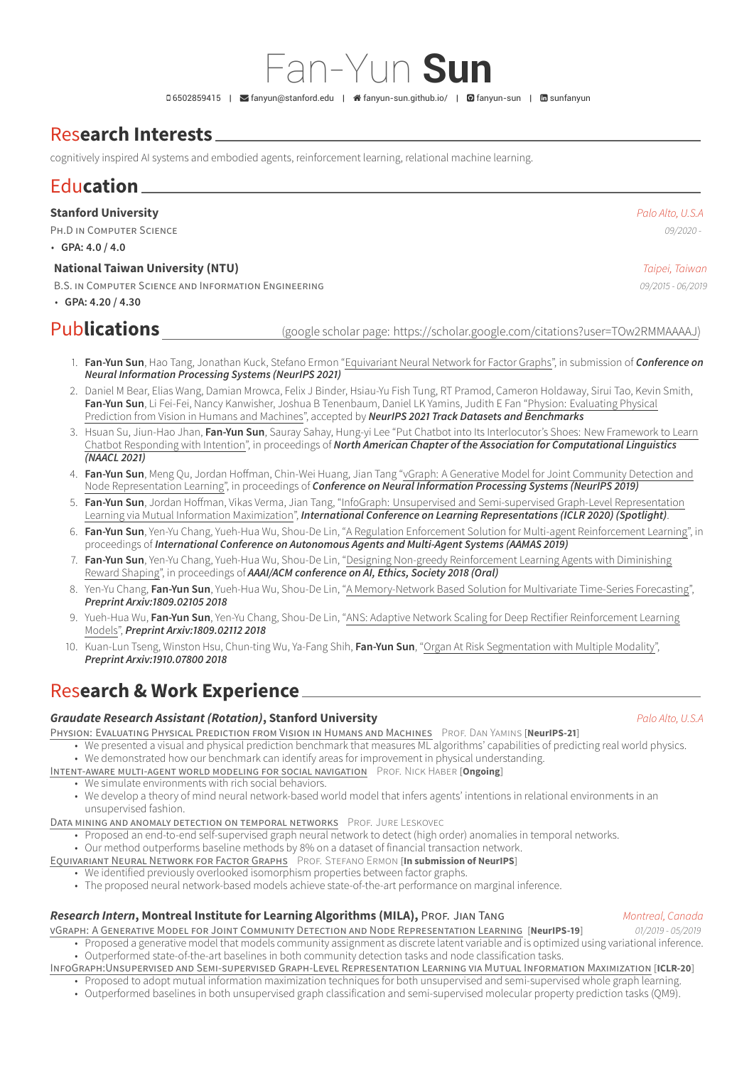# Fan-Yun **Sun**

6502859415 | fanyun@stanford.edu | fanyun-sun.github.io/ | fanyun-sun | sunfanyun

## Research Interests

cognitively inspired AI systems and embodied agents, reinforcement learning, relational machine learning.

## Education

**Stanford University** — *Palo Alto, U.S.A*

PH.D IN COMPUTER SCIENCE — *09/2020 -*

- **GPA: 4.0 / 4.0**

**National Taiwan University (NTU)** — *Taipei, Taiwan*

B.S. IN COMPUTER SCIENCE AND INFORMATION ENGINEERING — *09/2015 - 06/2019*

- **GPA: 4.20 / 4.30**

## Publications

(google scholar page: https://scholar.google.com/citations?user=TOw2RMMAAAAJ)

1. **Fan-Yun Sun**, Hao Tang, Jonathan Kuck, Stefano Ermon "Equivariant Neural Network for Factor Graphs", in submission of ***Conference on Neural Information Processing Systems (NeurIPS 2021)***
2. Daniel M Bear, Elias Wang, Damian Mrowca, Felix J Binder, Hsiau-Yu Fish Tung, RT Pramod, Cameron Holdaway, Sirui Tao, Kevin Smith, **Fan-Yun Sun**, Li Fei-Fei, Nancy Kanwisher, Joshua B Tenenbaum, Daniel LK Yamins, Judith E Fan "Physion: Evaluating Physical Prediction from Vision in Humans and Machines", accepted by ***NeurIPS 2021 Track Datasets and Benchmarks***
3. Hsuan Su, Jiun-Hao Jhan, **Fan-Yun Sun**, Saurav Sahay, Hung-yi Lee "Put Chatbot into Its Interlocutor's Shoes: New Framework to Learn Chatbot Responding with Intention", in proceedings of ***North American Chapter of the Association for Computational Linguistics (NAACL 2021)***
4. **Fan-Yun Sun**, Meng Qu, Jordan Hoffman, Chin-Wei Huang, Jian Tang "vGraph: A Generative Model for Joint Community Detection and Node Representation Learning", in proceedings of ***Conference on Neural Information Processing Systems (NeurIPS 2019)***
5. **Fan-Yun Sun**, Jordan Hoffman, Vikas Verma, Jian Tang, "InfoGraph: Unsupervised and Semi-supervised Graph-Level Representation Learning via Mutual Information Maximization", ***International Conference on Learning Representations (ICLR 2020) (Spotlight)***.
6. **Fan-Yun Sun**, Yen-Yu Chang, Yueh-Hua Wu, Shou-De Lin, "A Regulation Enforcement Solution for Multi-agent Reinforcement Learning", in proceedings of ***International Conference on Autonomous Agents and Multi-Agent Systems (AAMAS 2019)***
7. **Fan-Yun Sun**, Yen-Yu Chang, Yueh-Hua Wu, Shou-De Lin, "Designing Non-greedy Reinforcement Learning Agents with Diminishing Reward Shaping", in proceedings of ***AAAI/ACM conference on AI, Ethics, Society 2018 (Oral)***
8. Yen-Yu Chang, **Fan-Yun Sun**, Yueh-Hua Wu, Shou-De Lin, "A Memory-Network Based Solution for Multivariate Time-Series Forecasting", ***Preprint Arxiv:1809.02105 2018***
9. Yueh-Hua Wu, **Fan-Yun Sun**, Yen-Yu Chang, Shou-De Lin, "ANS: Adaptive Network Scaling for Deep Rectifier Reinforcement Learning Models", ***Preprint Arxiv:1809.02112 2018***
10. Kuan-Lun Tseng, Winston Hsu, Chun-ting Wu, Ya-Fang Shih, **Fan-Yun Sun**, "Organ At Risk Segmentation with Multiple Modality", ***Preprint Arxiv:1910.07800 2018***

## Research & Work Experience

***Graudate Research Assistant (Rotation)*, Stanford University** — *Palo Alto, U.S.A*

PHYSION: EVALUATING PHYSICAL PREDICTION FROM VISION IN HUMANS AND MACHINES — PROF. DAN YAMINS [**NeurIPS-21**]

- We presented a visual and physical prediction benchmark that measures ML algorithms' capabilities of predicting real world physics.
- We demonstrated how our benchmark can identify areas for improvement in physical understanding.

INTENT-AWARE MULTI-AGENT WORLD MODELING FOR SOCIAL NAVIGATION — PROF. NICK HABER [**Ongoing**]

- We simulate environments with rich social behaviors.
- We develop a theory of mind neural network-based world model that infers agents' intentions in relational environments in an unsupervised fashion.

DATA MINING AND ANOMALY DETECTION ON TEMPORAL NETWORKS — PROF. JURE LESKOVEC

- Proposed an end-to-end self-supervised graph neural network to detect (high order) anomalies in temporal networks.
- Our method outperforms baseline methods by 8% on a dataset of financial transaction network.

EQUIVARIANT NEURAL NETWORK FOR FACTOR GRAPHS — PROF. STEFANO ERMON [**In submission of NeurIPS**]

- We identified previously overlooked isomorphism properties between factor graphs.
- The proposed neural network-based models achieve state-of-the-art performance on marginal inference.

***Research Intern*, Montreal Institute for Learning Algorithms (MILA),** PROF. JIAN TANG — *Montreal, Canada*

VGRAPH: A GENERATIVE MODEL FOR JOINT COMMUNITY DETECTION AND NODE REPRESENTATION LEARNING [**NeurIPS-19**] — *01/2019 - 05/2019*

- Proposed a generative model that models community assignment as discrete latent variable and is optimized using variational inference.
- Outperformed state-of-the-art baselines in both community detection tasks and node classification tasks.

INFOGRAPH:UNSUPERVISED AND SEMI-SUPERVISED GRAPH-LEVEL REPRESENTATION LEARNING VIA MUTUAL INFORMATION MAXIMIZATION [**ICLR-20**]

- Proposed to adopt mutual information maximization techniques for both unsupervised and semi-supervised whole graph learning.
- Outperformed baselines in both unsupervised graph classification and semi-supervised molecular property prediction tasks (QM9).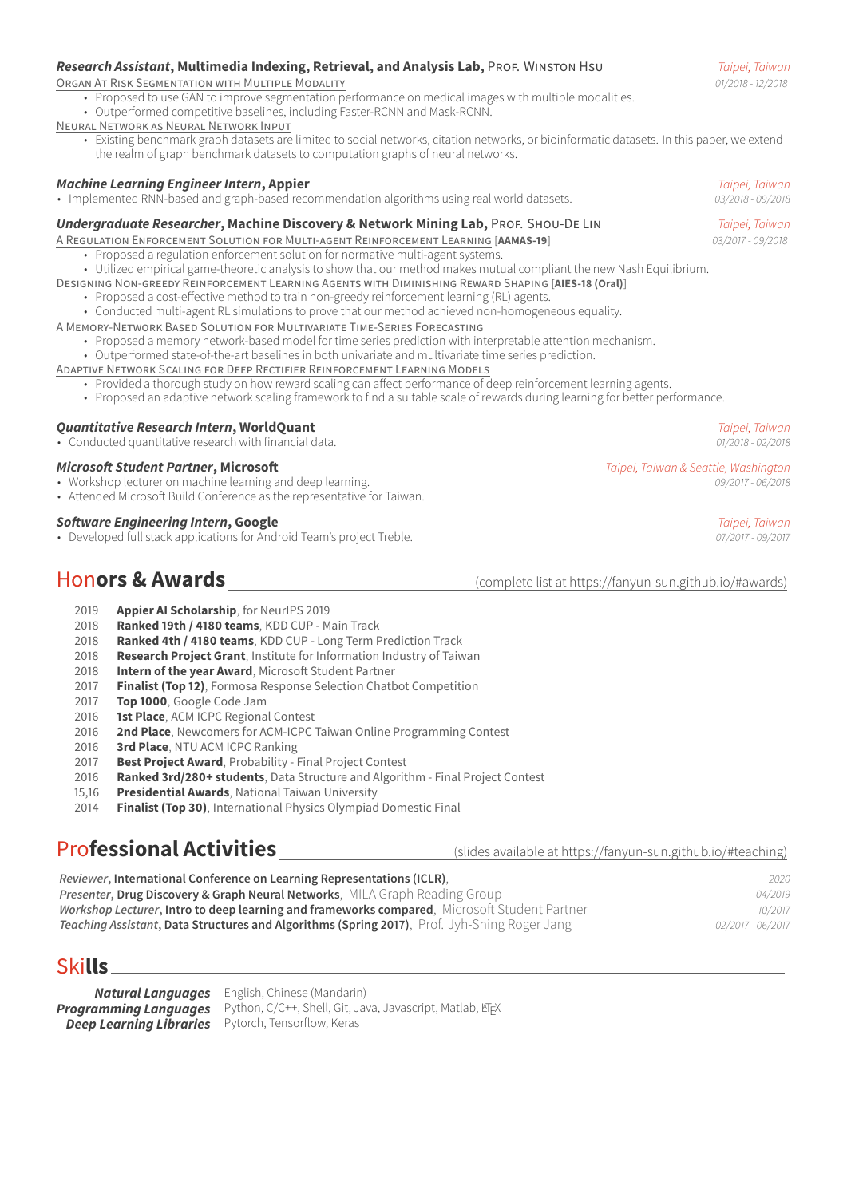***Research Assistant*, Multimedia Indexing, Retrieval, and Analysis Lab,** PROF. WINSTON HSU — *Taipei, Taiwan*

ORGAN AT RISK SEGMENTATION WITH MULTIPLE MODALITY — *01/2018 - 12/2018*

- Proposed to use GAN to improve segmentation performance on medical images with multiple modalities.
- Outperformed competitive baselines, including Faster-RCNN and Mask-RCNN.

NEURAL NETWORK AS NEURAL NETWORK INPUT

- Existing benchmark graph datasets are limited to social networks, citation networks, or bioinformatic datasets. In this paper, we extend the realm of graph benchmark datasets to computation graphs of neural networks.

***Machine Learning Engineer Intern*, Appier** — *Taipei, Taiwan* — *03/2018 - 09/2018*

- Implemented RNN-based and graph-based recommendation algorithms using real world datasets.

***Undergraduate Researcher*, Machine Discovery & Network Mining Lab,** PROF. SHOU-DE LIN — *Taipei, Taiwan*

A REGULATION ENFORCEMENT SOLUTION FOR MULTI-AGENT REINFORCEMENT LEARNING [**AAMAS-19**] — *03/2017 - 09/2018*

- Proposed a regulation enforcement solution for normative multi-agent systems.
- Utilized empirical game-theoretic analysis to show that our method makes mutual compliant the new Nash Equilibrium.

DESIGNING NON-GREEDY REINFORCEMENT LEARNING AGENTS WITH DIMINISHING REWARD SHAPING [**AIES-18 (Oral)**]

- Proposed a cost-effective method to train non-greedy reinforcement learning (RL) agents.
- Conducted multi-agent RL simulations to prove that our method achieved non-homogeneous equality.

A MEMORY-NETWORK BASED SOLUTION FOR MULTIVARIATE TIME-SERIES FORECASTING

- Proposed a memory network-based model for time series prediction with interpretable attention mechanism.
- Outperformed state-of-the-art baselines in both univariate and multivariate time series prediction.

ADAPTIVE NETWORK SCALING FOR DEEP RECTIFIER REINFORCEMENT LEARNING MODELS

- Provided a thorough study on how reward scaling can affect performance of deep reinforcement learning agents.
- Proposed an adaptive network scaling framework to find a suitable scale of rewards during learning for better performance.

***Quantitative Research Intern*, WorldQuant** — *Taipei, Taiwan* — *01/2018 - 02/2018*

- Conducted quantitative research with financial data.

***Microsoft Student Partner*, Microsoft** — *Taipei, Taiwan & Seattle, Washington* — *09/2017 - 06/2018*

- Workshop lecturer on machine learning and deep learning.
- Attended Microsoft Build Conference as the representative for Taiwan.

***Software Engineering Intern*, Google** — *Taipei, Taiwan* — *07/2017 - 09/2017*

- Developed full stack applications for Android Team's project Treble.

## Honors & Awards

(complete list at https://fanyun-sun.github.io/#awards)

| | |
|---|---|
| 2019 | **Appier AI Scholarship**, for NeurIPS 2019 |
| 2018 | **Ranked 19th / 4180 teams**, KDD CUP - Main Track |
| 2018 | **Ranked 4th / 4180 teams**, KDD CUP - Long Term Prediction Track |
| 2018 | **Research Project Grant**, Institute for Information Industry of Taiwan |
| 2018 | **Intern of the year Award**, Microsoft Student Partner |
| 2017 | **Finalist (Top 12)**, Formosa Response Selection Chatbot Competition |
| 2017 | **Top 1000**, Google Code Jam |
| 2016 | **1st Place**, ACM ICPC Regional Contest |
| 2016 | **2nd Place**, Newcomers for ACM-ICPC Taiwan Online Programming Contest |
| 2016 | **3rd Place**, NTU ACM ICPC Ranking |
| 2017 | **Best Project Award**, Probability - Final Project Contest |
| 2016 | **Ranked 3rd/280+ students**, Data Structure and Algorithm - Final Project Contest |
| 15,16 | **Presidential Awards**, National Taiwan University |
| 2014 | **Finalist (Top 30)**, International Physics Olympiad Domestic Final |

## Professional Activities

(slides available at https://fanyun-sun.github.io/#teaching)

| | |
|---|---|
| ***Reviewer*, International Conference on Learning Representations (ICLR)**, | *2020* |
| ***Presenter*, Drug Discovery & Graph Neural Networks**, MILA Graph Reading Group | *04/2019* |
| ***Workshop Lecturer*, Intro to deep learning and frameworks compared**, Microsoft Student Partner | *10/2017* |
| ***Teaching Assistant*, Data Structures and Algorithms (Spring 2017)**, Prof. Jyh-Shing Roger Jang | *02/2017 - 06/2017* |

## Skills

| | |
|---|---|
| ***Natural Languages*** | English, Chinese (Mandarin) |
| ***Programming Languages*** | Python, C/C++, Shell, Git, Java, Javascript, Matlab, LaTeX |
| ***Deep Learning Libraries*** | Pytorch, Tensorflow, Keras |